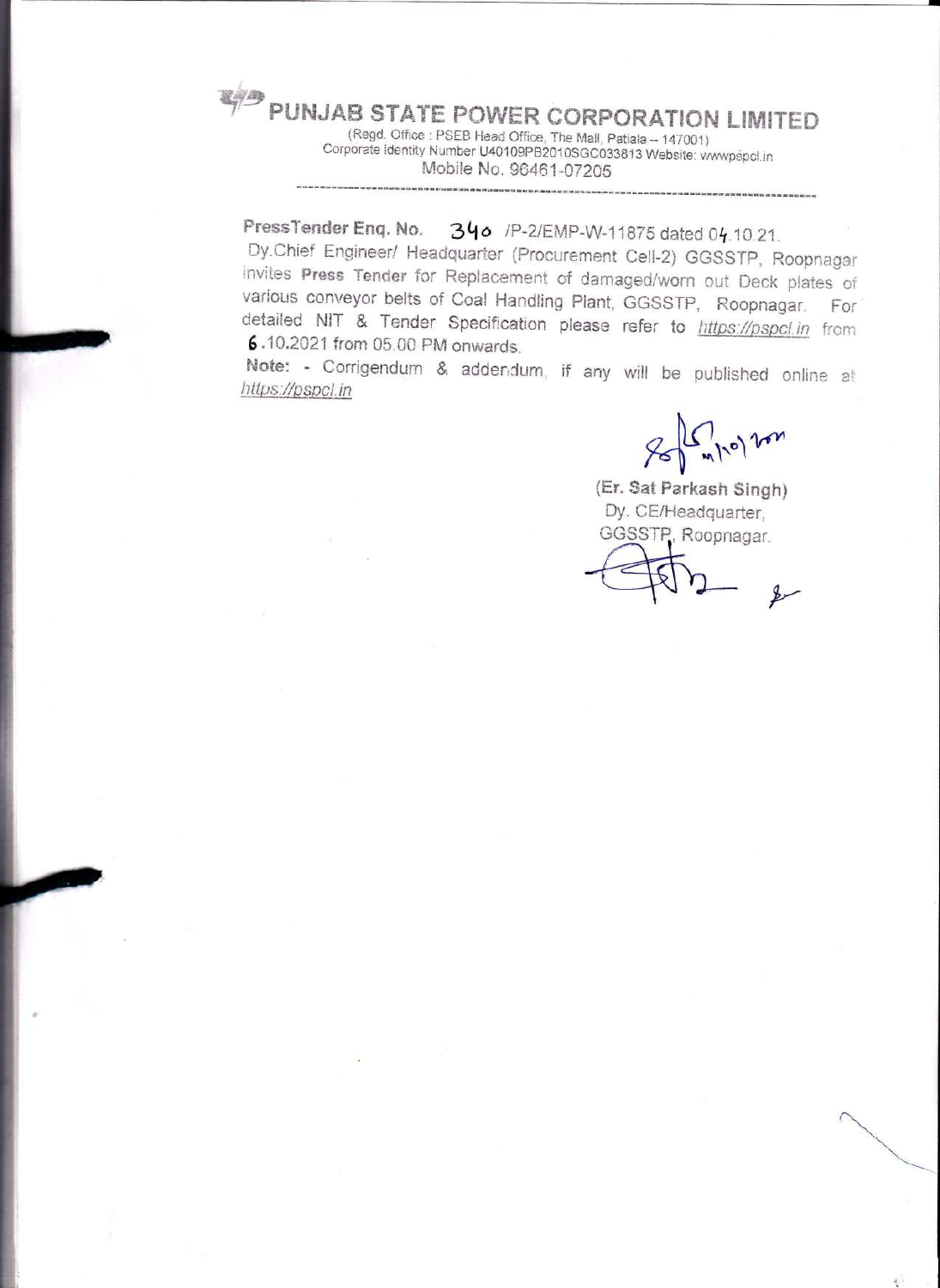# PUNJAB STATE POWER CORPORATION LIMITED

(Regd. Office : PSEB Head Office, The Mall, Patiala – 147001)
Corporate identity Number U40109PB2010SGC033813 Website: wwwpspcl.in
Mobile No. 96461-07205

---

**PressTender Enq. No.** 340 /P-2/EMP-W-11875 dated 04.10.21.

Dy.Chief Engineer/ Headquarter (Procurement Cell-2) GGSSTP, Roopnagar invites **Press Tender** for Replacement of damaged/worn out Deck plates of various conveyor belts of Coal Handling Plant, GGSSTP, Roopnagar. For detailed NIT & Tender Specification please refer to https://pspcl.in from 6.10.2021 from 05.00 PM onwards.

**Note:** - Corrigendum & addendum, if any will be published online at https://pspcl.in

Sd/-

(Er. Sat Parkash Singh)
Dy. CE/Headquarter,
GGSSTP, Roopnagar.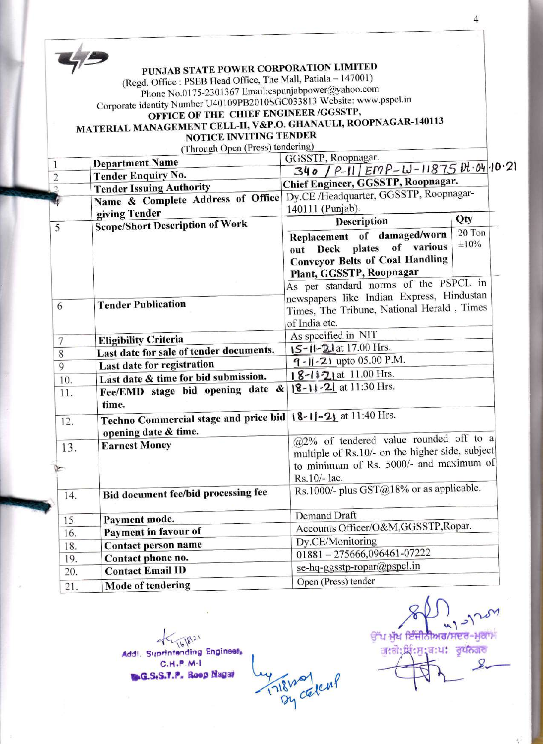**PUNJAB STATE POWER CORPORATION LIMITED**

(Regd. Office : PSEB Head Office, The Mall, Patiala – 147001)

Phone No.0175-2301367 Email:cspunjabpower@yahoo.com

Corporate identity Number U40109PB2010SGC033813 Website: www.pspcl.in

**OFFICE OF THE CHIEF ENGINEER /GGSSTP,**

**MATERIAL MANAGEMENT CELL-II, V&P.O. GHANAULI, ROOPNAGAR-140113**

**NOTICE INVITING TENDER**

(Through Open (Press) tendering)

| | | | |
|---|---|---|---|
| 1 | **Department Name** | GGSSTP, Roopnagar. | |
| 2 | **Tender Enquiry No.** | 340 / P-II / EMP-W-11875 Dt. 04.10.21 | |
| 3 | **Tender Issuing Authority** | **Chief Engineer, GGSSTP, Roopnagar.** | |
| 4 | **Name & Complete Address of Office giving Tender** | Dy.CE /Headquarter, GGSSTP, Roopnagar-140111 (Punjab). | |
| 5 | **Scope/Short Description of Work** | **Description** | **Qty** |
| | | **Replacement of damaged/worn out Deck plates of various Conveyor Belts of Coal Handling Plant, GGSSTP, Roopnagar** | 20 Ton ±10% |
| 6 | **Tender Publication** | As per standard norms of the PSPCL in newspapers like Indian Express, Hindustan Times, The Tribune, National Herald , Times of India etc. | |
| 7 | **Eligibility Criteria** | As specified in NIT | |
| 8 | **Last date for sale of tender documents.** | 15-11-21 at 17.00 Hrs. | |
| 9 | **Last date for registration** | 9-11-21 upto 05.00 P.M. | |
| 10. | **Last date & time for bid submission.** | 18-11-21 at 11.00 Hrs. | |
| 11. | **Fee/EMD stage bid opening date & time.** | 18-11-21 at 11:30 Hrs. | |
| 12. | **Techno Commercial stage and price bid opening date & time.** | 18-11-21 at 11:40 Hrs. | |
| 13. | **Earnest Money** | @2% of tendered value rounded off to a multiple of Rs.10/- on the higher side, subject to minimum of Rs. 5000/- and maximum of Rs.10/- lac. | |
| 14. | **Bid document fee/bid processing fee** | Rs.1000/- plus GST@18% or as applicable. | |
| 15 | **Payment mode.** | Demand Draft | |
| 16. | **Payment in favour of** | Accounts Officer/O&M,GGSSTP,Ropar. | |
| 18. | **Contact person name** | Dy.CE/Monitoring | |
| 19. | **Contact phone no.** | 01881 – 275666,096461-07222 | |
| 20. | **Contact Email ID** | se-hq-ggsstp-ropar@pspcl.in | |
| 21. | **Mode of tendering** | Open (Press) tender | |

Addl. Superintending Engineer, C.H.P. M-I G.G.S.S.T.P. Roop Nagar

Dy CE/CHP

ਉਪ ਮੁੱਖ ਇੰਜੀਨੀਅਰ/ਸਦਰ-ਮੁਕਾਮ ਗ:ਗੋ:ਸਿੰ:ਸੁ:ਥ:ਪ: ਰੂਪਨਗਰ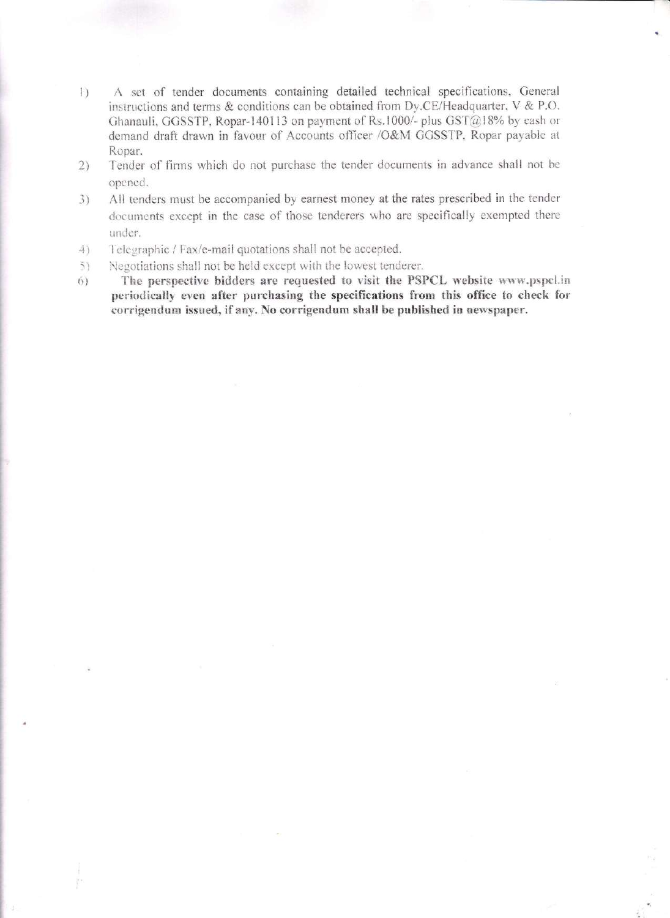1) A set of tender documents containing detailed technical specifications, General instructions and terms & conditions can be obtained from Dy.CE/Headquarter, V & P.O. Ghanauli, GGSSTP, Ropar-140113 on payment of Rs.1000/- plus GST@18% by cash or demand draft drawn in favour of Accounts officer /O&M GGSSTP, Ropar payable at Ropar.
2) Tender of firms which do not purchase the tender documents in advance shall not be opened.
3) All tenders must be accompanied by earnest money at the rates prescribed in the tender documents except in the case of those tenderers who are specifically exempted there under.
4) Telegraphic / Fax/e-mail quotations shall not be accepted.
5) Negotiations shall not be held except with the lowest tenderer.
6) **The perspective bidders are requested to visit the PSPCL website www.pspcl.in periodically even after purchasing the specifications from this office to check for corrigendum issued, if any. No corrigendum shall be published in newspaper.**